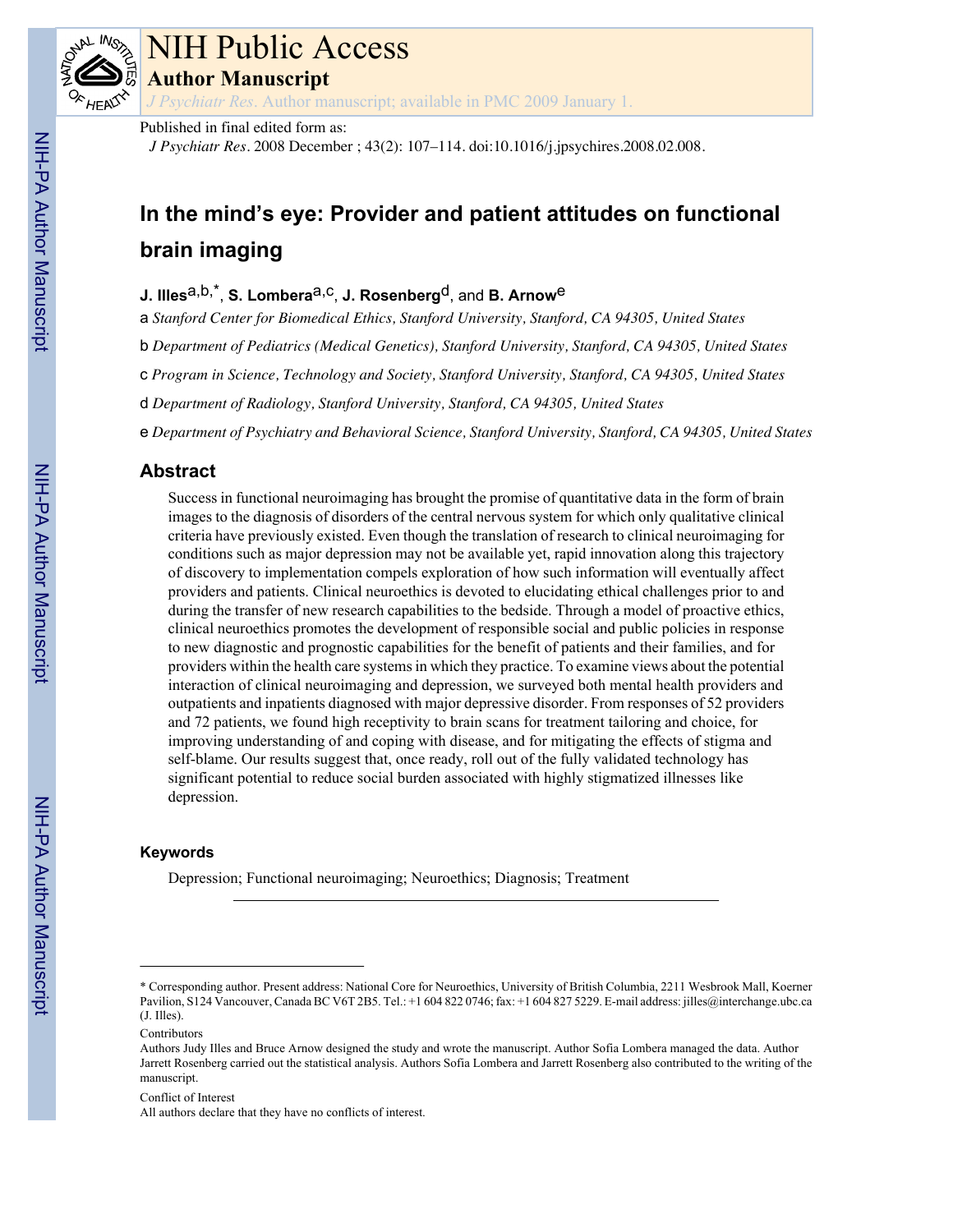# NIH Public Access

## Author Manuscript

*J Psychiatr Res*. Author manuscript; available in PMC 2009 January 1.

Published in final edited form as:

*J Psychiatr Res*. 2008 December ; 43(2): 107–114. doi:10.1016/j.jpsychires.2008.02.008.

# In the mind's eye: Provider and patient attitudes on functional brain imaging

**J. Illes**[a,b,*], **S. Lombera**[a,c], **J. Rosenberg**[d], and **B. Arnow**[e]

a *Stanford Center for Biomedical Ethics, Stanford University, Stanford, CA 94305, United States*

b *Department of Pediatrics (Medical Genetics), Stanford University, Stanford, CA 94305, United States*

c *Program in Science, Technology and Society, Stanford University, Stanford, CA 94305, United States*

d *Department of Radiology, Stanford University, Stanford, CA 94305, United States*

e *Department of Psychiatry and Behavioral Science, Stanford University, Stanford, CA 94305, United States*

## Abstract

Success in functional neuroimaging has brought the promise of quantitative data in the form of brain images to the diagnosis of disorders of the central nervous system for which only qualitative clinical criteria have previously existed. Even though the translation of research to clinical neuroimaging for conditions such as major depression may not be available yet, rapid innovation along this trajectory of discovery to implementation compels exploration of how such information will eventually affect providers and patients. Clinical neuroethics is devoted to elucidating ethical challenges prior to and during the transfer of new research capabilities to the bedside. Through a model of proactive ethics, clinical neuroethics promotes the development of responsible social and public policies in response to new diagnostic and prognostic capabilities for the benefit of patients and their families, and for providers within the health care systems in which they practice. To examine views about the potential interaction of clinical neuroimaging and depression, we surveyed both mental health providers and outpatients and inpatients diagnosed with major depressive disorder. From responses of 52 providers and 72 patients, we found high receptivity to brain scans for treatment tailoring and choice, for improving understanding of and coping with disease, and for mitigating the effects of stigma and self-blame. Our results suggest that, once ready, roll out of the fully validated technology has significant potential to reduce social burden associated with highly stigmatized illnesses like depression.

### Keywords

Depression; Functional neuroimaging; Neuroethics; Diagnosis; Treatment

---

\* Corresponding author. Present address: National Core for Neuroethics, University of British Columbia, 2211 Wesbrook Mall, Koerner Pavilion, S124 Vancouver, Canada BC V6T 2B5. Tel.: +1 604 822 0746; fax: +1 604 827 5229. E-mail address: jilles@interchange.ubc.ca (J. Illes).

Contributors

Authors Judy Illes and Bruce Arnow designed the study and wrote the manuscript. Author Sofia Lombera managed the data. Author Jarrett Rosenberg carried out the statistical analysis. Authors Sofia Lombera and Jarrett Rosenberg also contributed to the writing of the manuscript.

Conflict of Interest

All authors declare that they have no conflicts of interest.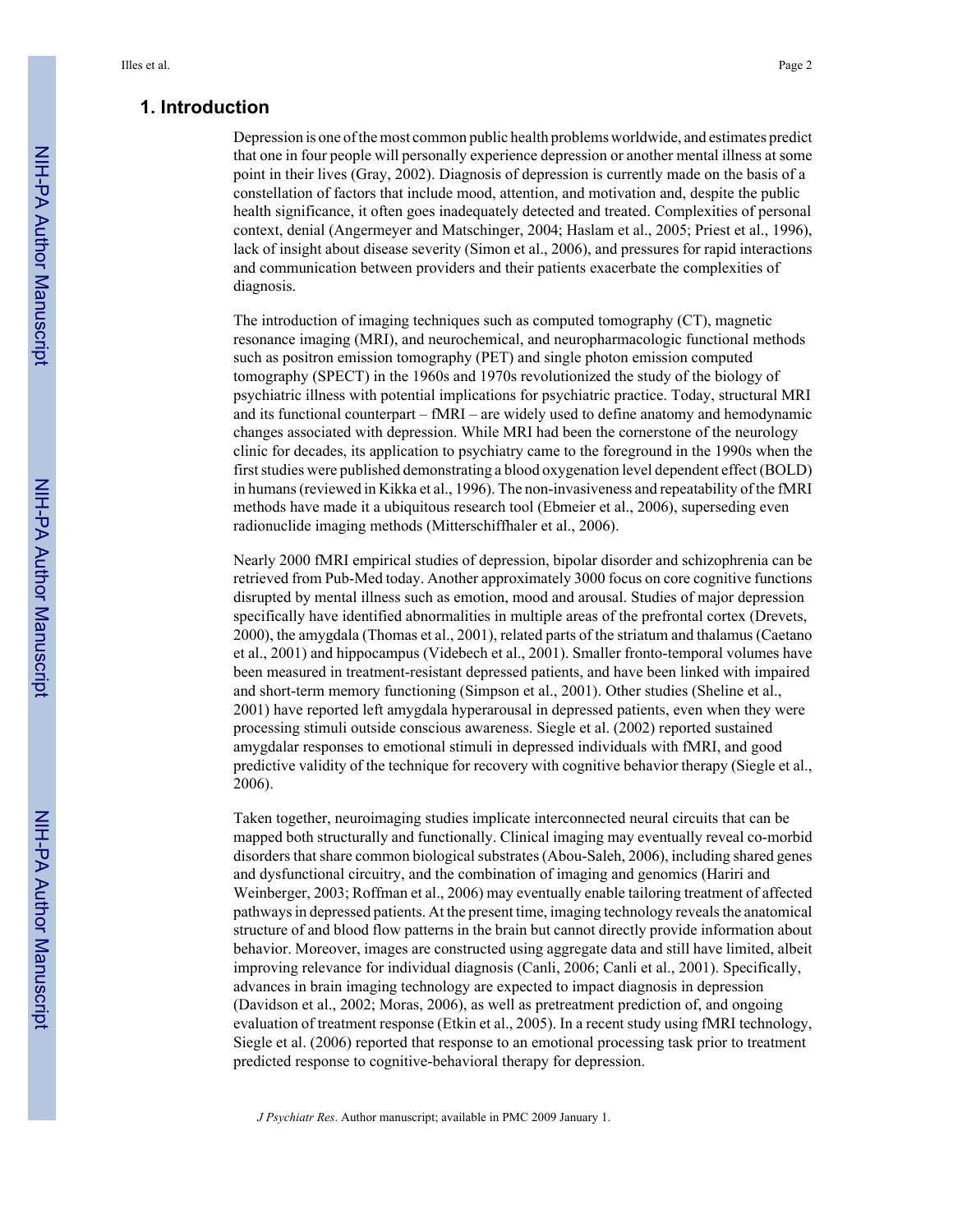## 1. Introduction

Depression is one of the most common public health problems worldwide, and estimates predict that one in four people will personally experience depression or another mental illness at some point in their lives (Gray, 2002). Diagnosis of depression is currently made on the basis of a constellation of factors that include mood, attention, and motivation and, despite the public health significance, it often goes inadequately detected and treated. Complexities of personal context, denial (Angermeyer and Matschinger, 2004; Haslam et al., 2005; Priest et al., 1996), lack of insight about disease severity (Simon et al., 2006), and pressures for rapid interactions and communication between providers and their patients exacerbate the complexities of diagnosis.

The introduction of imaging techniques such as computed tomography (CT), magnetic resonance imaging (MRI), and neurochemical, and neuropharmacologic functional methods such as positron emission tomography (PET) and single photon emission computed tomography (SPECT) in the 1960s and 1970s revolutionized the study of the biology of psychiatric illness with potential implications for psychiatric practice. Today, structural MRI and its functional counterpart – fMRI – are widely used to define anatomy and hemodynamic changes associated with depression. While MRI had been the cornerstone of the neurology clinic for decades, its application to psychiatry came to the foreground in the 1990s when the first studies were published demonstrating a blood oxygenation level dependent effect (BOLD) in humans (reviewed in Kikka et al., 1996). The non-invasiveness and repeatability of the fMRI methods have made it a ubiquitous research tool (Ebmeier et al., 2006), superseding even radionuclide imaging methods (Mitterschiffthaler et al., 2006).

Nearly 2000 fMRI empirical studies of depression, bipolar disorder and schizophrenia can be retrieved from Pub-Med today. Another approximately 3000 focus on core cognitive functions disrupted by mental illness such as emotion, mood and arousal. Studies of major depression specifically have identified abnormalities in multiple areas of the prefrontal cortex (Drevets, 2000), the amygdala (Thomas et al., 2001), related parts of the striatum and thalamus (Caetano et al., 2001) and hippocampus (Videbech et al., 2001). Smaller fronto-temporal volumes have been measured in treatment-resistant depressed patients, and have been linked with impaired and short-term memory functioning (Simpson et al., 2001). Other studies (Sheline et al., 2001) have reported left amygdala hyperarousal in depressed patients, even when they were processing stimuli outside conscious awareness. Siegle et al. (2002) reported sustained amygdalar responses to emotional stimuli in depressed individuals with fMRI, and good predictive validity of the technique for recovery with cognitive behavior therapy (Siegle et al., 2006).

Taken together, neuroimaging studies implicate interconnected neural circuits that can be mapped both structurally and functionally. Clinical imaging may eventually reveal co-morbid disorders that share common biological substrates (Abou-Saleh, 2006), including shared genes and dysfunctional circuitry, and the combination of imaging and genomics (Hariri and Weinberger, 2003; Roffman et al., 2006) may eventually enable tailoring treatment of affected pathways in depressed patients. At the present time, imaging technology reveals the anatomical structure of and blood flow patterns in the brain but cannot directly provide information about behavior. Moreover, images are constructed using aggregate data and still have limited, albeit improving relevance for individual diagnosis (Canli, 2006; Canli et al., 2001). Specifically, advances in brain imaging technology are expected to impact diagnosis in depression (Davidson et al., 2002; Moras, 2006), as well as pretreatment prediction of, and ongoing evaluation of treatment response (Etkin et al., 2005). In a recent study using fMRI technology, Siegle et al. (2006) reported that response to an emotional processing task prior to treatment predicted response to cognitive-behavioral therapy for depression.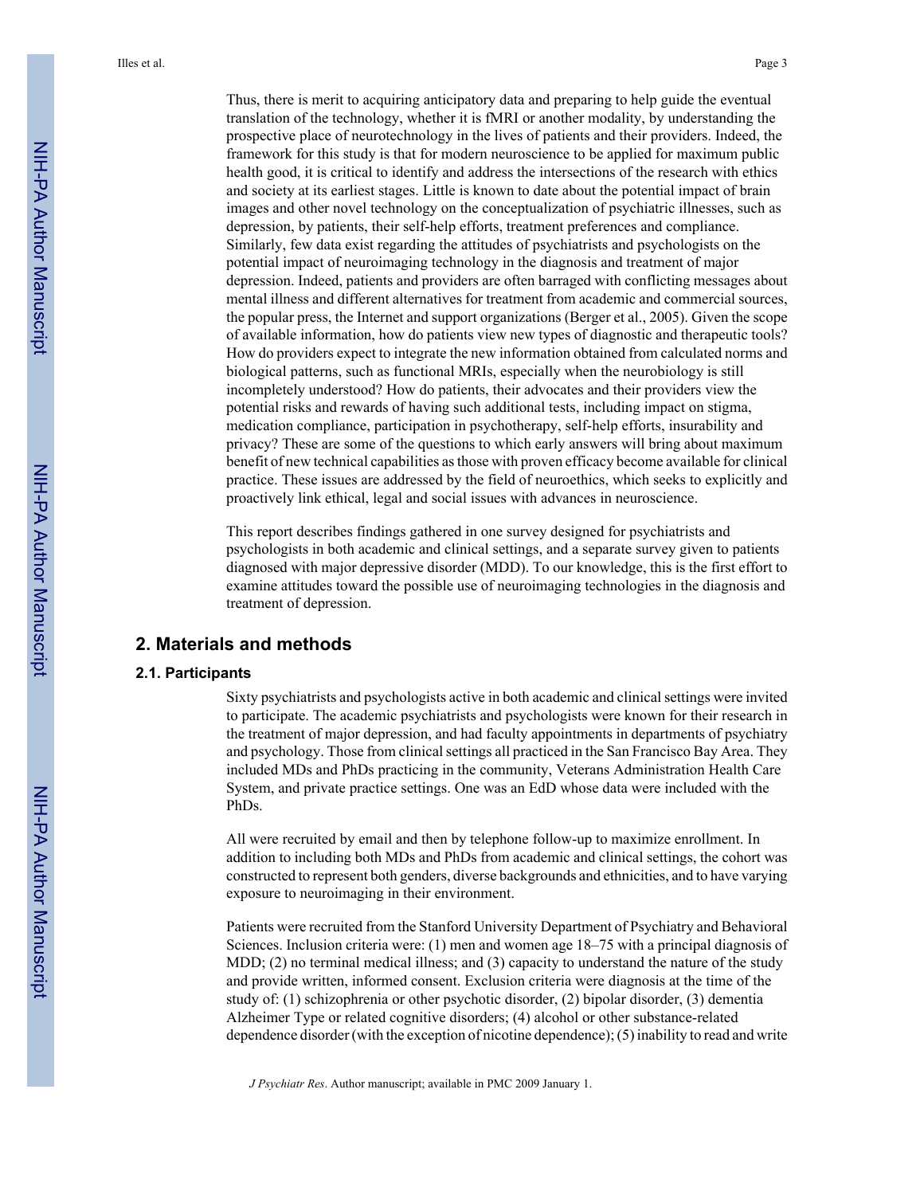Thus, there is merit to acquiring anticipatory data and preparing to help guide the eventual translation of the technology, whether it is fMRI or another modality, by understanding the prospective place of neurotechnology in the lives of patients and their providers. Indeed, the framework for this study is that for modern neuroscience to be applied for maximum public health good, it is critical to identify and address the intersections of the research with ethics and society at its earliest stages. Little is known to date about the potential impact of brain images and other novel technology on the conceptualization of psychiatric illnesses, such as depression, by patients, their self-help efforts, treatment preferences and compliance. Similarly, few data exist regarding the attitudes of psychiatrists and psychologists on the potential impact of neuroimaging technology in the diagnosis and treatment of major depression. Indeed, patients and providers are often barraged with conflicting messages about mental illness and different alternatives for treatment from academic and commercial sources, the popular press, the Internet and support organizations (Berger et al., 2005). Given the scope of available information, how do patients view new types of diagnostic and therapeutic tools? How do providers expect to integrate the new information obtained from calculated norms and biological patterns, such as functional MRIs, especially when the neurobiology is still incompletely understood? How do patients, their advocates and their providers view the potential risks and rewards of having such additional tests, including impact on stigma, medication compliance, participation in psychotherapy, self-help efforts, insurability and privacy? These are some of the questions to which early answers will bring about maximum benefit of new technical capabilities as those with proven efficacy become available for clinical practice. These issues are addressed by the field of neuroethics, which seeks to explicitly and proactively link ethical, legal and social issues with advances in neuroscience.

This report describes findings gathered in one survey designed for psychiatrists and psychologists in both academic and clinical settings, and a separate survey given to patients diagnosed with major depressive disorder (MDD). To our knowledge, this is the first effort to examine attitudes toward the possible use of neuroimaging technologies in the diagnosis and treatment of depression.

## 2. Materials and methods

### 2.1. Participants

Sixty psychiatrists and psychologists active in both academic and clinical settings were invited to participate. The academic psychiatrists and psychologists were known for their research in the treatment of major depression, and had faculty appointments in departments of psychiatry and psychology. Those from clinical settings all practiced in the San Francisco Bay Area. They included MDs and PhDs practicing in the community, Veterans Administration Health Care System, and private practice settings. One was an EdD whose data were included with the PhDs.

All were recruited by email and then by telephone follow-up to maximize enrollment. In addition to including both MDs and PhDs from academic and clinical settings, the cohort was constructed to represent both genders, diverse backgrounds and ethnicities, and to have varying exposure to neuroimaging in their environment.

Patients were recruited from the Stanford University Department of Psychiatry and Behavioral Sciences. Inclusion criteria were: (1) men and women age 18–75 with a principal diagnosis of MDD; (2) no terminal medical illness; and (3) capacity to understand the nature of the study and provide written, informed consent. Exclusion criteria were diagnosis at the time of the study of: (1) schizophrenia or other psychotic disorder, (2) bipolar disorder, (3) dementia Alzheimer Type or related cognitive disorders; (4) alcohol or other substance-related dependence disorder (with the exception of nicotine dependence); (5) inability to read and write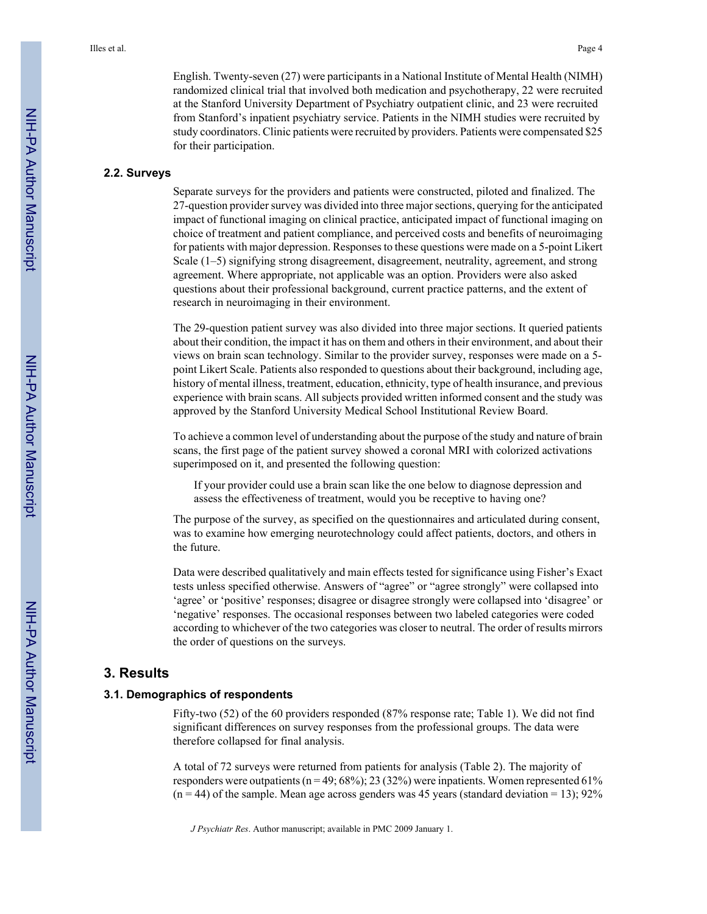English. Twenty-seven (27) were participants in a National Institute of Mental Health (NIMH) randomized clinical trial that involved both medication and psychotherapy, 22 were recruited at the Stanford University Department of Psychiatry outpatient clinic, and 23 were recruited from Stanford's inpatient psychiatry service. Patients in the NIMH studies were recruited by study coordinators. Clinic patients were recruited by providers. Patients were compensated $25 for their participation.

### 2.2. Surveys

Separate surveys for the providers and patients were constructed, piloted and finalized. The 27-question provider survey was divided into three major sections, querying for the anticipated impact of functional imaging on clinical practice, anticipated impact of functional imaging on choice of treatment and patient compliance, and perceived costs and benefits of neuroimaging for patients with major depression. Responses to these questions were made on a 5-point Likert Scale (1–5) signifying strong disagreement, disagreement, neutrality, agreement, and strong agreement. Where appropriate, not applicable was an option. Providers were also asked questions about their professional background, current practice patterns, and the extent of research in neuroimaging in their environment.

The 29-question patient survey was also divided into three major sections. It queried patients about their condition, the impact it has on them and others in their environment, and about their views on brain scan technology. Similar to the provider survey, responses were made on a 5-point Likert Scale. Patients also responded to questions about their background, including age, history of mental illness, treatment, education, ethnicity, type of health insurance, and previous experience with brain scans. All subjects provided written informed consent and the study was approved by the Stanford University Medical School Institutional Review Board.

To achieve a common level of understanding about the purpose of the study and nature of brain scans, the first page of the patient survey showed a coronal MRI with colorized activations superimposed on it, and presented the following question:

> If your provider could use a brain scan like the one below to diagnose depression and assess the effectiveness of treatment, would you be receptive to having one?

The purpose of the survey, as specified on the questionnaires and articulated during consent, was to examine how emerging neurotechnology could affect patients, doctors, and others in the future.

Data were described qualitatively and main effects tested for significance using Fisher's Exact tests unless specified otherwise. Answers of "agree" or "agree strongly" were collapsed into 'agree' or 'positive' responses; disagree or disagree strongly were collapsed into 'disagree' or 'negative' responses. The occasional responses between two labeled categories were coded according to whichever of the two categories was closer to neutral. The order of results mirrors the order of questions on the surveys.

## 3. Results

### 3.1. Demographics of respondents

Fifty-two (52) of the 60 providers responded (87% response rate; Table 1). We did not find significant differences on survey responses from the professional groups. The data were therefore collapsed for final analysis.

A total of 72 surveys were returned from patients for analysis (Table 2). The majority of responders were outpatients ($n = 49$; 68%); 23 (32%) were inpatients. Women represented 61% ($n = 44$) of the sample. Mean age across genders was 45 years (standard deviation = 13); 92%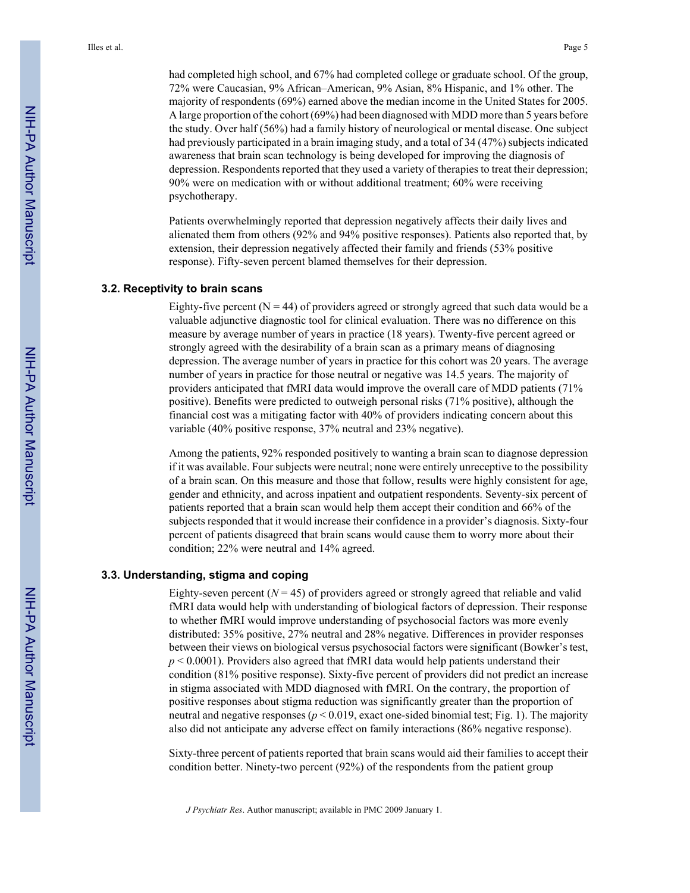had completed high school, and 67% had completed college or graduate school. Of the group, 72% were Caucasian, 9% African–American, 9% Asian, 8% Hispanic, and 1% other. The majority of respondents (69%) earned above the median income in the United States for 2005. A large proportion of the cohort (69%) had been diagnosed with MDD more than 5 years before the study. Over half (56%) had a family history of neurological or mental disease. One subject had previously participated in a brain imaging study, and a total of 34 (47%) subjects indicated awareness that brain scan technology is being developed for improving the diagnosis of depression. Respondents reported that they used a variety of therapies to treat their depression; 90% were on medication with or without additional treatment; 60% were receiving psychotherapy.

Patients overwhelmingly reported that depression negatively affects their daily lives and alienated them from others (92% and 94% positive responses). Patients also reported that, by extension, their depression negatively affected their family and friends (53% positive response). Fifty-seven percent blamed themselves for their depression.

### 3.2. Receptivity to brain scans

Eighty-five percent ($N = 44$) of providers agreed or strongly agreed that such data would be a valuable adjunctive diagnostic tool for clinical evaluation. There was no difference on this measure by average number of years in practice (18 years). Twenty-five percent agreed or strongly agreed with the desirability of a brain scan as a primary means of diagnosing depression. The average number of years in practice for this cohort was 20 years. The average number of years in practice for those neutral or negative was 14.5 years. The majority of providers anticipated that fMRI data would improve the overall care of MDD patients (71% positive). Benefits were predicted to outweigh personal risks (71% positive), although the financial cost was a mitigating factor with 40% of providers indicating concern about this variable (40% positive response, 37% neutral and 23% negative).

Among the patients, 92% responded positively to wanting a brain scan to diagnose depression if it was available. Four subjects were neutral; none were entirely unreceptive to the possibility of a brain scan. On this measure and those that follow, results were highly consistent for age, gender and ethnicity, and across inpatient and outpatient respondents. Seventy-six percent of patients reported that a brain scan would help them accept their condition and 66% of the subjects responded that it would increase their confidence in a provider's diagnosis. Sixty-four percent of patients disagreed that brain scans would cause them to worry more about their condition; 22% were neutral and 14% agreed.

### 3.3. Understanding, stigma and coping

Eighty-seven percent ($N = 45$) of providers agreed or strongly agreed that reliable and valid fMRI data would help with understanding of biological factors of depression. Their response to whether fMRI would improve understanding of psychosocial factors was more evenly distributed: 35% positive, 27% neutral and 28% negative. Differences in provider responses between their views on biological versus psychosocial factors were significant (Bowker's test, $p < 0.0001$). Providers also agreed that fMRI data would help patients understand their condition (81% positive response). Sixty-five percent of providers did not predict an increase in stigma associated with MDD diagnosed with fMRI. On the contrary, the proportion of positive responses about stigma reduction was significantly greater than the proportion of neutral and negative responses ($p < 0.019$, exact one-sided binomial test; Fig. 1). The majority also did not anticipate any adverse effect on family interactions (86% negative response).

Sixty-three percent of patients reported that brain scans would aid their families to accept their condition better. Ninety-two percent (92%) of the respondents from the patient group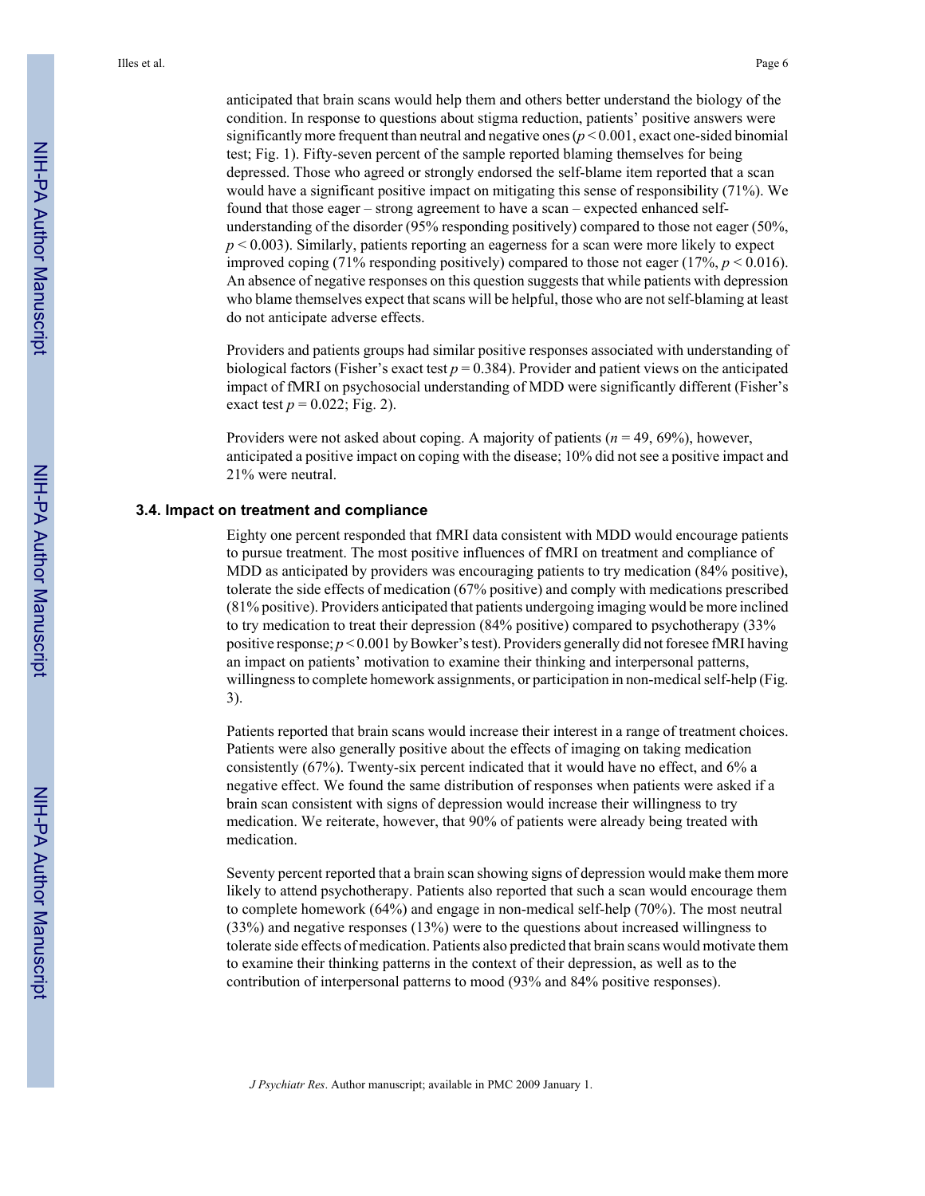anticipated that brain scans would help them and others better understand the biology of the condition. In response to questions about stigma reduction, patients' positive answers were significantly more frequent than neutral and negative ones ($p < 0.001$, exact one-sided binomial test; Fig. 1). Fifty-seven percent of the sample reported blaming themselves for being depressed. Those who agreed or strongly endorsed the self-blame item reported that a scan would have a significant positive impact on mitigating this sense of responsibility (71%). We found that those eager – strong agreement to have a scan – expected enhanced self-understanding of the disorder (95% responding positively) compared to those not eager (50%, $p < 0.003$). Similarly, patients reporting an eagerness for a scan were more likely to expect improved coping (71% responding positively) compared to those not eager (17%, $p < 0.016$). An absence of negative responses on this question suggests that while patients with depression who blame themselves expect that scans will be helpful, those who are not self-blaming at least do not anticipate adverse effects.

Providers and patients groups had similar positive responses associated with understanding of biological factors (Fisher's exact test $p = 0.384$). Provider and patient views on the anticipated impact of fMRI on psychosocial understanding of MDD were significantly different (Fisher's exact test $p = 0.022$; Fig. 2).

Providers were not asked about coping. A majority of patients ($n = 49$, 69%), however, anticipated a positive impact on coping with the disease; 10% did not see a positive impact and 21% were neutral.

### 3.4. Impact on treatment and compliance

Eighty one percent responded that fMRI data consistent with MDD would encourage patients to pursue treatment. The most positive influences of fMRI on treatment and compliance of MDD as anticipated by providers was encouraging patients to try medication (84% positive), tolerate the side effects of medication (67% positive) and comply with medications prescribed (81% positive). Providers anticipated that patients undergoing imaging would be more inclined to try medication to treat their depression (84% positive) compared to psychotherapy (33% positive response; $p < 0.001$ by Bowker's test). Providers generally did not foresee fMRI having an impact on patients' motivation to examine their thinking and interpersonal patterns, willingness to complete homework assignments, or participation in non-medical self-help (Fig. 3).

Patients reported that brain scans would increase their interest in a range of treatment choices. Patients were also generally positive about the effects of imaging on taking medication consistently (67%). Twenty-six percent indicated that it would have no effect, and 6% a negative effect. We found the same distribution of responses when patients were asked if a brain scan consistent with signs of depression would increase their willingness to try medication. We reiterate, however, that 90% of patients were already being treated with medication.

Seventy percent reported that a brain scan showing signs of depression would make them more likely to attend psychotherapy. Patients also reported that such a scan would encourage them to complete homework (64%) and engage in non-medical self-help (70%). The most neutral (33%) and negative responses (13%) were to the questions about increased willingness to tolerate side effects of medication. Patients also predicted that brain scans would motivate them to examine their thinking patterns in the context of their depression, as well as to the contribution of interpersonal patterns to mood (93% and 84% positive responses).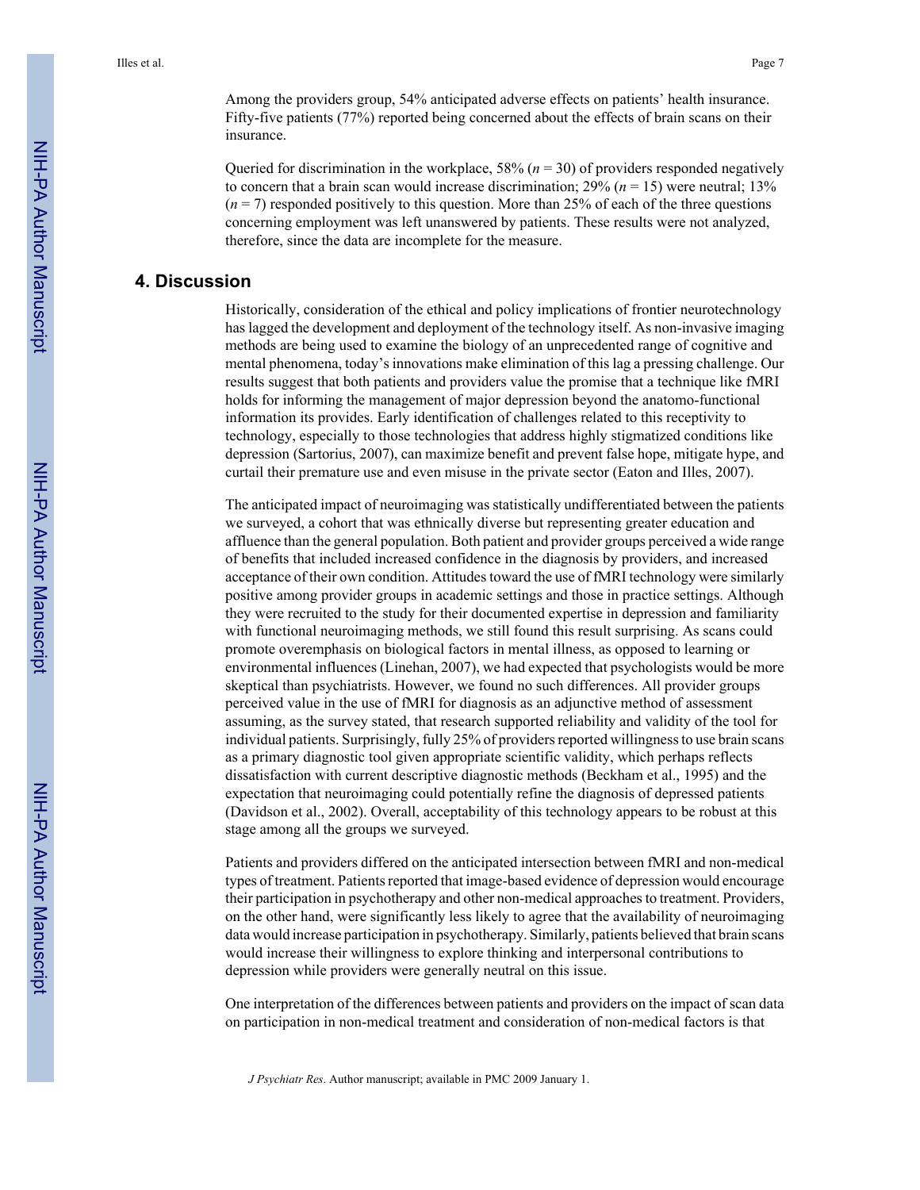Among the providers group, 54% anticipated adverse effects on patients' health insurance. Fifty-five patients (77%) reported being concerned about the effects of brain scans on their insurance.

Queried for discrimination in the workplace, 58% ($n$ = 30) of providers responded negatively to concern that a brain scan would increase discrimination; 29% ($n$ = 15) were neutral; 13% ($n$ = 7) responded positively to this question. More than 25% of each of the three questions concerning employment was left unanswered by patients. These results were not analyzed, therefore, since the data are incomplete for the measure.

## 4. Discussion

Historically, consideration of the ethical and policy implications of frontier neurotechnology has lagged the development and deployment of the technology itself. As non-invasive imaging methods are being used to examine the biology of an unprecedented range of cognitive and mental phenomena, today's innovations make elimination of this lag a pressing challenge. Our results suggest that both patients and providers value the promise that a technique like fMRI holds for informing the management of major depression beyond the anatomo-functional information its provides. Early identification of challenges related to this receptivity to technology, especially to those technologies that address highly stigmatized conditions like depression (Sartorius, 2007), can maximize benefit and prevent false hope, mitigate hype, and curtail their premature use and even misuse in the private sector (Eaton and Illes, 2007).

The anticipated impact of neuroimaging was statistically undifferentiated between the patients we surveyed, a cohort that was ethnically diverse but representing greater education and affluence than the general population. Both patient and provider groups perceived a wide range of benefits that included increased confidence in the diagnosis by providers, and increased acceptance of their own condition. Attitudes toward the use of fMRI technology were similarly positive among provider groups in academic settings and those in practice settings. Although they were recruited to the study for their documented expertise in depression and familiarity with functional neuroimaging methods, we still found this result surprising. As scans could promote overemphasis on biological factors in mental illness, as opposed to learning or environmental influences (Linehan, 2007), we had expected that psychologists would be more skeptical than psychiatrists. However, we found no such differences. All provider groups perceived value in the use of fMRI for diagnosis as an adjunctive method of assessment assuming, as the survey stated, that research supported reliability and validity of the tool for individual patients. Surprisingly, fully 25% of providers reported willingness to use brain scans as a primary diagnostic tool given appropriate scientific validity, which perhaps reflects dissatisfaction with current descriptive diagnostic methods (Beckham et al., 1995) and the expectation that neuroimaging could potentially refine the diagnosis of depressed patients (Davidson et al., 2002). Overall, acceptability of this technology appears to be robust at this stage among all the groups we surveyed.

Patients and providers differed on the anticipated intersection between fMRI and non-medical types of treatment. Patients reported that image-based evidence of depression would encourage their participation in psychotherapy and other non-medical approaches to treatment. Providers, on the other hand, were significantly less likely to agree that the availability of neuroimaging data would increase participation in psychotherapy. Similarly, patients believed that brain scans would increase their willingness to explore thinking and interpersonal contributions to depression while providers were generally neutral on this issue.

One interpretation of the differences between patients and providers on the impact of scan data on participation in non-medical treatment and consideration of non-medical factors is that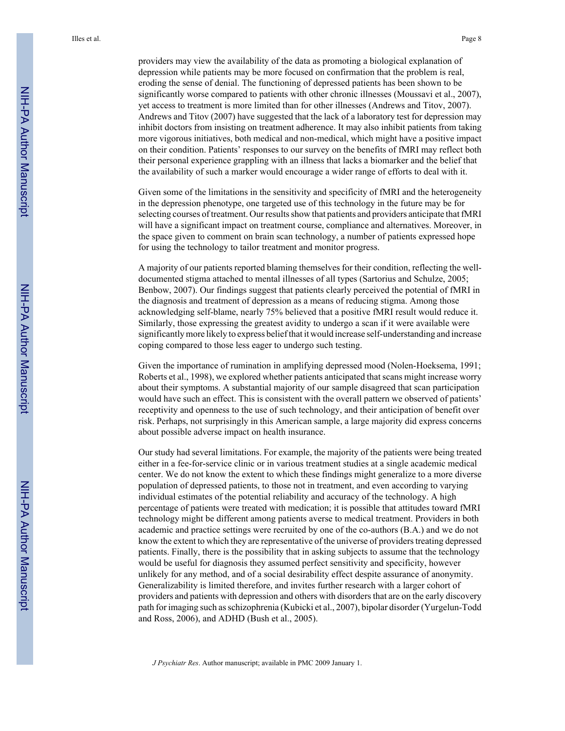providers may view the availability of the data as promoting a biological explanation of depression while patients may be more focused on confirmation that the problem is real, eroding the sense of denial. The functioning of depressed patients has been shown to be significantly worse compared to patients with other chronic illnesses (Moussavi et al., 2007), yet access to treatment is more limited than for other illnesses (Andrews and Titov, 2007). Andrews and Titov (2007) have suggested that the lack of a laboratory test for depression may inhibit doctors from insisting on treatment adherence. It may also inhibit patients from taking more vigorous initiatives, both medical and non-medical, which might have a positive impact on their condition. Patients' responses to our survey on the benefits of fMRI may reflect both their personal experience grappling with an illness that lacks a biomarker and the belief that the availability of such a marker would encourage a wider range of efforts to deal with it.

Given some of the limitations in the sensitivity and specificity of fMRI and the heterogeneity in the depression phenotype, one targeted use of this technology in the future may be for selecting courses of treatment. Our results show that patients and providers anticipate that fMRI will have a significant impact on treatment course, compliance and alternatives. Moreover, in the space given to comment on brain scan technology, a number of patients expressed hope for using the technology to tailor treatment and monitor progress.

A majority of our patients reported blaming themselves for their condition, reflecting the well-documented stigma attached to mental illnesses of all types (Sartorius and Schulze, 2005; Benbow, 2007). Our findings suggest that patients clearly perceived the potential of fMRI in the diagnosis and treatment of depression as a means of reducing stigma. Among those acknowledging self-blame, nearly 75% believed that a positive fMRI result would reduce it. Similarly, those expressing the greatest avidity to undergo a scan if it were available were significantly more likely to express belief that it would increase self-understanding and increase coping compared to those less eager to undergo such testing.

Given the importance of rumination in amplifying depressed mood (Nolen-Hoeksema, 1991; Roberts et al., 1998), we explored whether patients anticipated that scans might increase worry about their symptoms. A substantial majority of our sample disagreed that scan participation would have such an effect. This is consistent with the overall pattern we observed of patients' receptivity and openness to the use of such technology, and their anticipation of benefit over risk. Perhaps, not surprisingly in this American sample, a large majority did express concerns about possible adverse impact on health insurance.

Our study had several limitations. For example, the majority of the patients were being treated either in a fee-for-service clinic or in various treatment studies at a single academic medical center. We do not know the extent to which these findings might generalize to a more diverse population of depressed patients, to those not in treatment, and even according to varying individual estimates of the potential reliability and accuracy of the technology. A high percentage of patients were treated with medication; it is possible that attitudes toward fMRI technology might be different among patients averse to medical treatment. Providers in both academic and practice settings were recruited by one of the co-authors (B.A.) and we do not know the extent to which they are representative of the universe of providers treating depressed patients. Finally, there is the possibility that in asking subjects to assume that the technology would be useful for diagnosis they assumed perfect sensitivity and specificity, however unlikely for any method, and of a social desirability effect despite assurance of anonymity. Generalizability is limited therefore, and invites further research with a larger cohort of providers and patients with depression and others with disorders that are on the early discovery path for imaging such as schizophrenia (Kubicki et al., 2007), bipolar disorder (Yurgelun-Todd and Ross, 2006), and ADHD (Bush et al., 2005).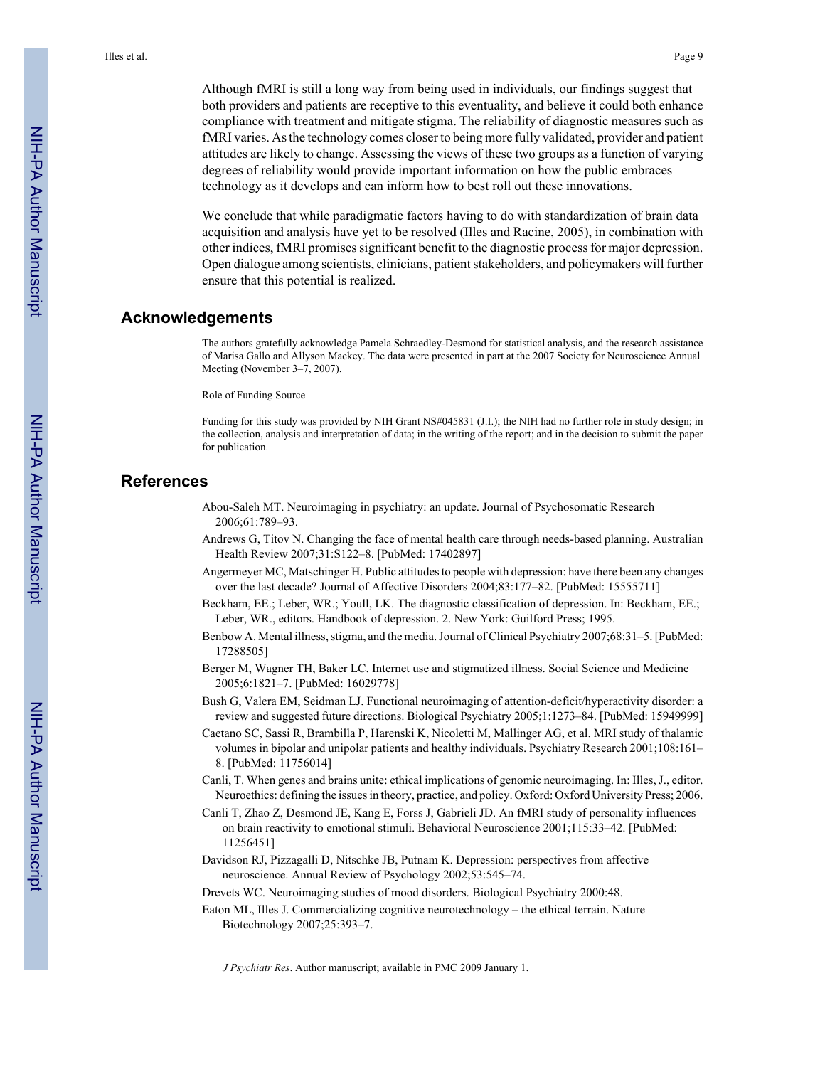Although fMRI is still a long way from being used in individuals, our findings suggest that both providers and patients are receptive to this eventuality, and believe it could both enhance compliance with treatment and mitigate stigma. The reliability of diagnostic measures such as fMRI varies. As the technology comes closer to being more fully validated, provider and patient attitudes are likely to change. Assessing the views of these two groups as a function of varying degrees of reliability would provide important information on how the public embraces technology as it develops and can inform how to best roll out these innovations.

We conclude that while paradigmatic factors having to do with standardization of brain data acquisition and analysis have yet to be resolved (Illes and Racine, 2005), in combination with other indices, fMRI promises significant benefit to the diagnostic process for major depression. Open dialogue among scientists, clinicians, patient stakeholders, and policymakers will further ensure that this potential is realized.

## Acknowledgements

The authors gratefully acknowledge Pamela Schraedley-Desmond for statistical analysis, and the research assistance of Marisa Gallo and Allyson Mackey. The data were presented in part at the 2007 Society for Neuroscience Annual Meeting (November 3–7, 2007).

Role of Funding Source

Funding for this study was provided by NIH Grant NS#045831 (J.I.); the NIH had no further role in study design; in the collection, analysis and interpretation of data; in the writing of the report; and in the decision to submit the paper for publication.

## References

Abou-Saleh MT. Neuroimaging in psychiatry: an update. Journal of Psychosomatic Research 2006;61:789–93.

Andrews G, Titov N. Changing the face of mental health care through needs-based planning. Australian Health Review 2007;31:S122–8. [PubMed: 17402897]

Angermeyer MC, Matschinger H. Public attitudes to people with depression: have there been any changes over the last decade? Journal of Affective Disorders 2004;83:177–82. [PubMed: 15555711]

Beckham, EE.; Leber, WR.; Youll, LK. The diagnostic classification of depression. In: Beckham, EE.; Leber, WR., editors. Handbook of depression. 2. New York: Guilford Press; 1995.

Benbow A. Mental illness, stigma, and the media. Journal of Clinical Psychiatry 2007;68:31–5. [PubMed: 17288505]

Berger M, Wagner TH, Baker LC. Internet use and stigmatized illness. Social Science and Medicine 2005;6:1821–7. [PubMed: 16029778]

Bush G, Valera EM, Seidman LJ. Functional neuroimaging of attention-deficit/hyperactivity disorder: a review and suggested future directions. Biological Psychiatry 2005;1:1273–84. [PubMed: 15949999]

Caetano SC, Sassi R, Brambilla P, Harenski K, Nicoletti M, Mallinger AG, et al. MRI study of thalamic volumes in bipolar and unipolar patients and healthy individuals. Psychiatry Research 2001;108:161–8. [PubMed: 11756014]

Canli, T. When genes and brains unite: ethical implications of genomic neuroimaging. In: Illes, J., editor. Neuroethics: defining the issues in theory, practice, and policy. Oxford: Oxford University Press; 2006.

Canli T, Zhao Z, Desmond JE, Kang E, Forss J, Gabrieli JD. An fMRI study of personality influences on brain reactivity to emotional stimuli. Behavioral Neuroscience 2001;115:33–42. [PubMed: 11256451]

Davidson RJ, Pizzagalli D, Nitschke JB, Putnam K. Depression: perspectives from affective neuroscience. Annual Review of Psychology 2002;53:545–74.

Drevets WC. Neuroimaging studies of mood disorders. Biological Psychiatry 2000:48.

Eaton ML, Illes J. Commercializing cognitive neurotechnology – the ethical terrain. Nature Biotechnology 2007;25:393–7.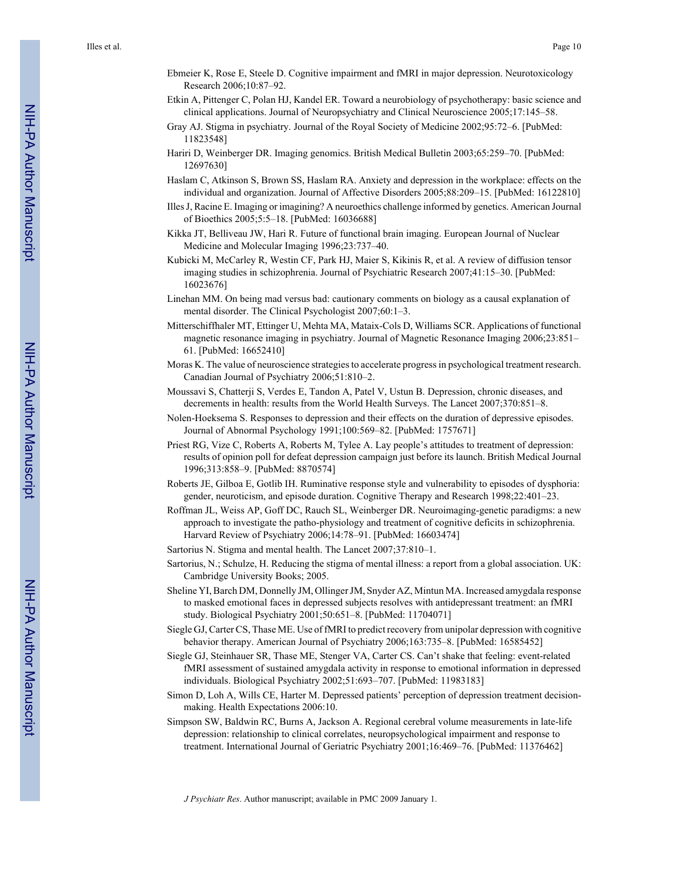Ebmeier K, Rose E, Steele D. Cognitive impairment and fMRI in major depression. Neurotoxicology Research 2006;10:87–92.

Etkin A, Pittenger C, Polan HJ, Kandel ER. Toward a neurobiology of psychotherapy: basic science and clinical applications. Journal of Neuropsychiatry and Clinical Neuroscience 2005;17:145–58.

Gray AJ. Stigma in psychiatry. Journal of the Royal Society of Medicine 2002;95:72–6. [PubMed: 11823548]

Hariri D, Weinberger DR. Imaging genomics. British Medical Bulletin 2003;65:259–70. [PubMed: 12697630]

Haslam C, Atkinson S, Brown SS, Haslam RA. Anxiety and depression in the workplace: effects on the individual and organization. Journal of Affective Disorders 2005;88:209–15. [PubMed: 16122810]

Illes J, Racine E. Imaging or imagining? A neuroethics challenge informed by genetics. American Journal of Bioethics 2005;5:5–18. [PubMed: 16036688]

Kikka JT, Belliveau JW, Hari R. Future of functional brain imaging. European Journal of Nuclear Medicine and Molecular Imaging 1996;23:737–40.

Kubicki M, McCarley R, Westin CF, Park HJ, Maier S, Kikinis R, et al. A review of diffusion tensor imaging studies in schizophrenia. Journal of Psychiatric Research 2007;41:15–30. [PubMed: 16023676]

Linehan MM. On being mad versus bad: cautionary comments on biology as a causal explanation of mental disorder. The Clinical Psychologist 2007;60:1–3.

Mitterschiffhaler MT, Ettinger U, Mehta MA, Mataix-Cols D, Williams SCR. Applications of functional magnetic resonance imaging in psychiatry. Journal of Magnetic Resonance Imaging 2006;23:851–61. [PubMed: 16652410]

Moras K. The value of neuroscience strategies to accelerate progress in psychological treatment research. Canadian Journal of Psychiatry 2006;51:810–2.

Moussavi S, Chatterji S, Verdes E, Tandon A, Patel V, Ustun B. Depression, chronic diseases, and decrements in health: results from the World Health Surveys. The Lancet 2007;370:851–8.

Nolen-Hoeksema S. Responses to depression and their effects on the duration of depressive episodes. Journal of Abnormal Psychology 1991;100:569–82. [PubMed: 1757671]

Priest RG, Vize C, Roberts A, Roberts M, Tylee A. Lay people's attitudes to treatment of depression: results of opinion poll for defeat depression campaign just before its launch. British Medical Journal 1996;313:858–9. [PubMed: 8870574]

Roberts JE, Gilboa E, Gotlib IH. Ruminative response style and vulnerability to episodes of dysphoria: gender, neuroticism, and episode duration. Cognitive Therapy and Research 1998;22:401–23.

Roffman JL, Weiss AP, Goff DC, Rauch SL, Weinberger DR. Neuroimaging-genetic paradigms: a new approach to investigate the patho-physiology and treatment of cognitive deficits in schizophrenia. Harvard Review of Psychiatry 2006;14:78–91. [PubMed: 16603474]

Sartorius N. Stigma and mental health. The Lancet 2007;37:810–1.

Sartorius, N.; Schulze, H. Reducing the stigma of mental illness: a report from a global association. UK: Cambridge University Books; 2005.

Sheline YI, Barch DM, Donnelly JM, Ollinger JM, Snyder AZ, Mintun MA. Increased amygdala response to masked emotional faces in depressed subjects resolves with antidepressant treatment: an fMRI study. Biological Psychiatry 2001;50:651–8. [PubMed: 11704071]

Siegle GJ, Carter CS, Thase ME. Use of fMRI to predict recovery from unipolar depression with cognitive behavior therapy. American Journal of Psychiatry 2006;163:735–8. [PubMed: 16585452]

Siegle GJ, Steinhauer SR, Thase ME, Stenger VA, Carter CS. Can't shake that feeling: event-related fMRI assessment of sustained amygdala activity in response to emotional information in depressed individuals. Biological Psychiatry 2002;51:693–707. [PubMed: 11983183]

Simon D, Loh A, Wills CE, Harter M. Depressed patients' perception of depression treatment decision-making. Health Expectations 2006:10.

Simpson SW, Baldwin RC, Burns A, Jackson A. Regional cerebral volume measurements in late-life depression: relationship to clinical correlates, neuropsychological impairment and response to treatment. International Journal of Geriatric Psychiatry 2001;16:469–76. [PubMed: 11376462]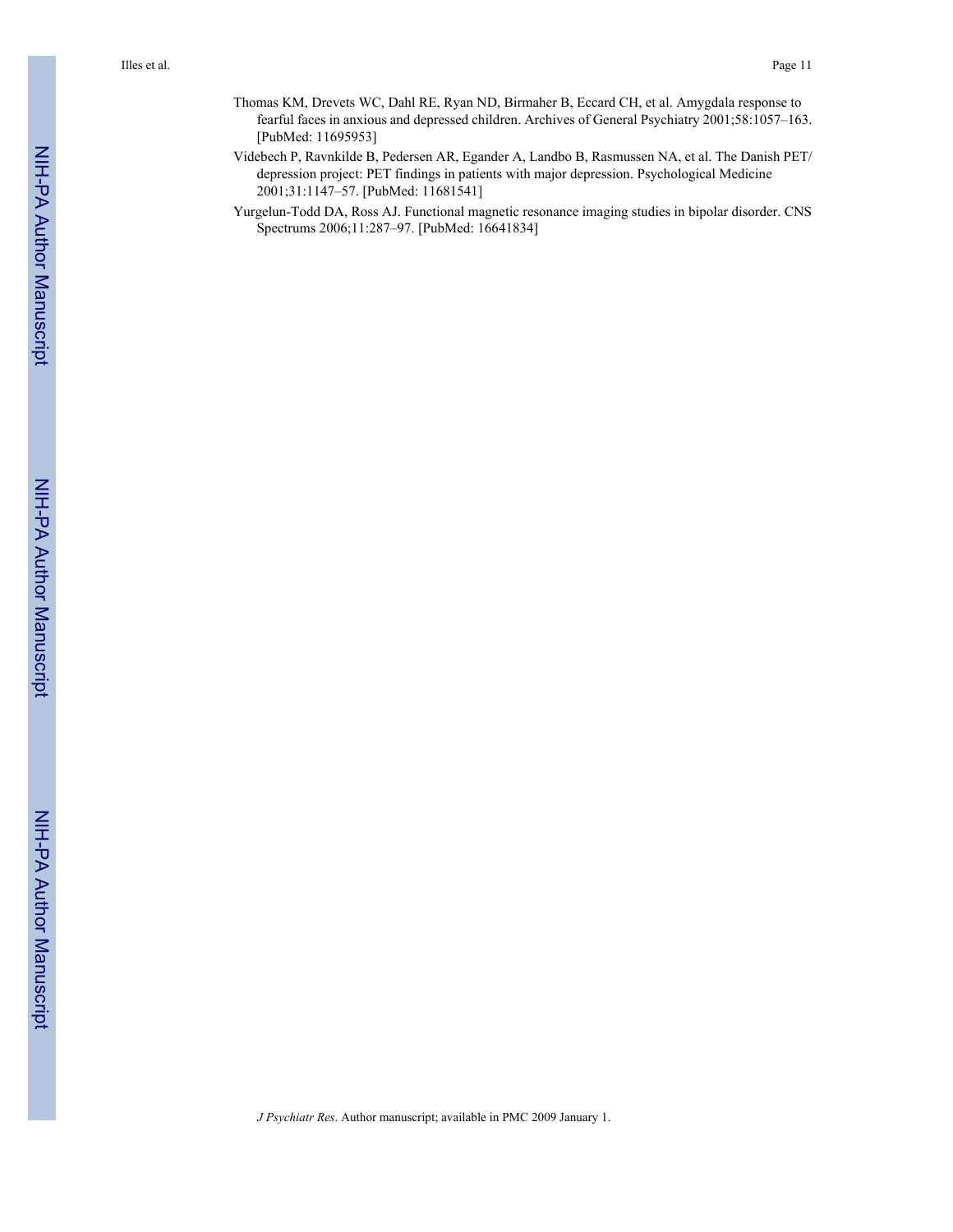Thomas KM, Drevets WC, Dahl RE, Ryan ND, Birmaher B, Eccard CH, et al. Amygdala response to fearful faces in anxious and depressed children. Archives of General Psychiatry 2001;58:1057–163. [PubMed: 11695953]

Videbech P, Ravnkilde B, Pedersen AR, Egander A, Landbo B, Rasmussen NA, et al. The Danish PET/depression project: PET findings in patients with major depression. Psychological Medicine 2001;31:1147–57. [PubMed: 11681541]

Yurgelun-Todd DA, Ross AJ. Functional magnetic resonance imaging studies in bipolar disorder. CNS Spectrums 2006;11:287–97. [PubMed: 16641834]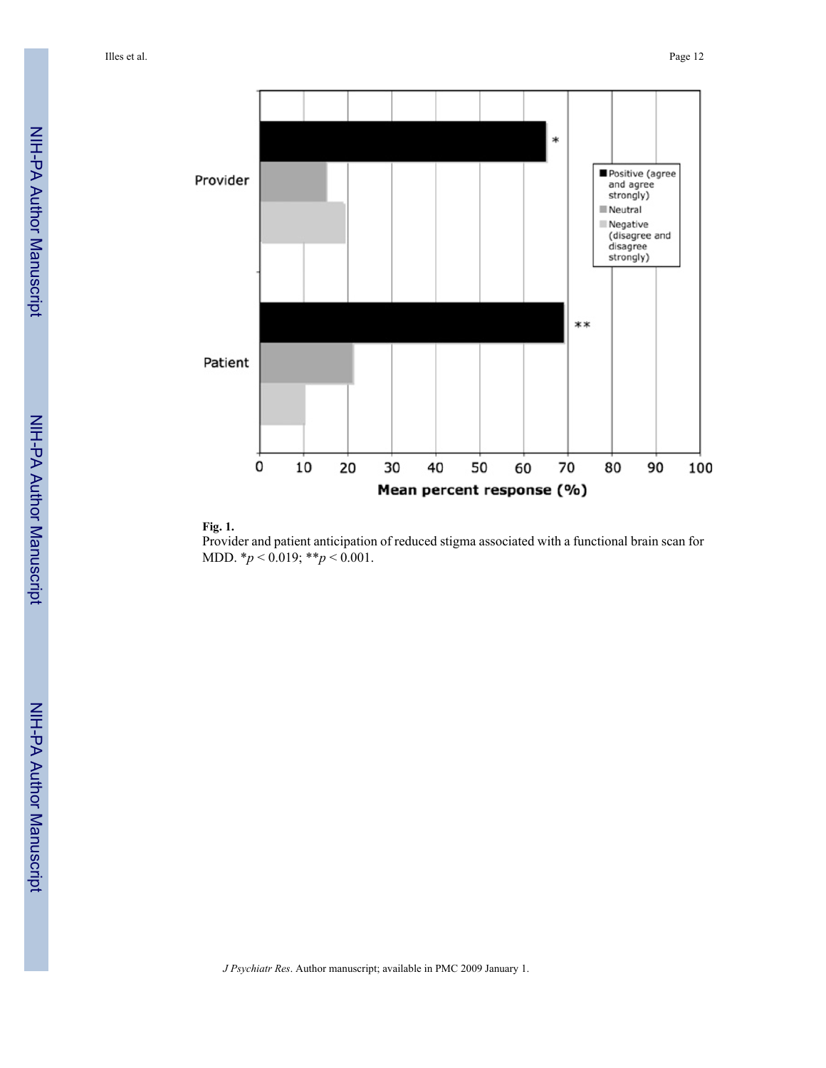**Fig. 1.**

Provider and patient anticipation of reduced stigma associated with a functional brain scan for MDD. *$p < 0.019$; **$p < 0.001$.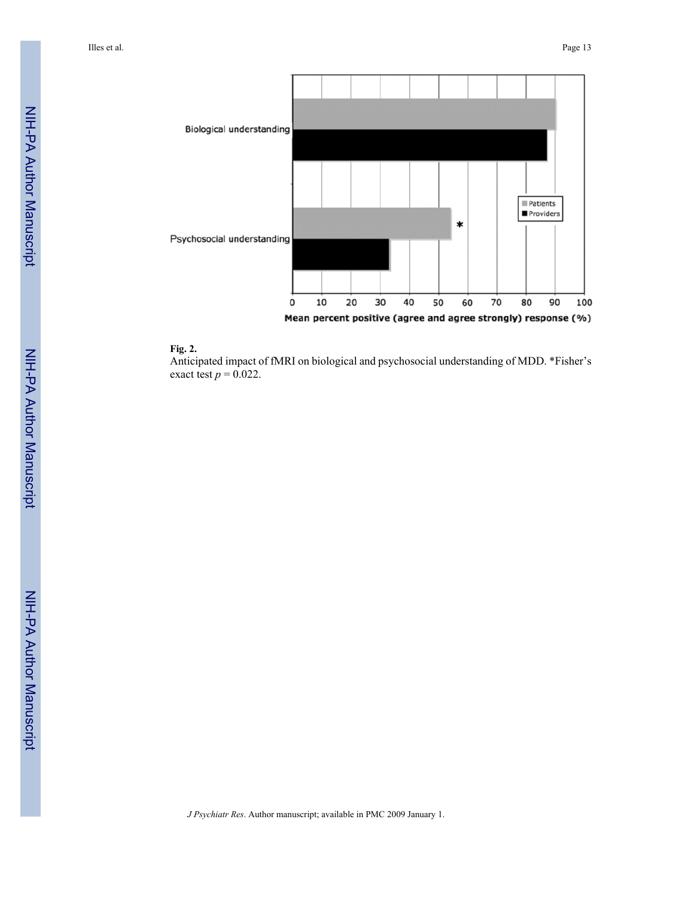**Fig. 2.**

Anticipated impact of fMRI on biological and psychosocial understanding of MDD. *Fisher's exact test $p = 0.022$.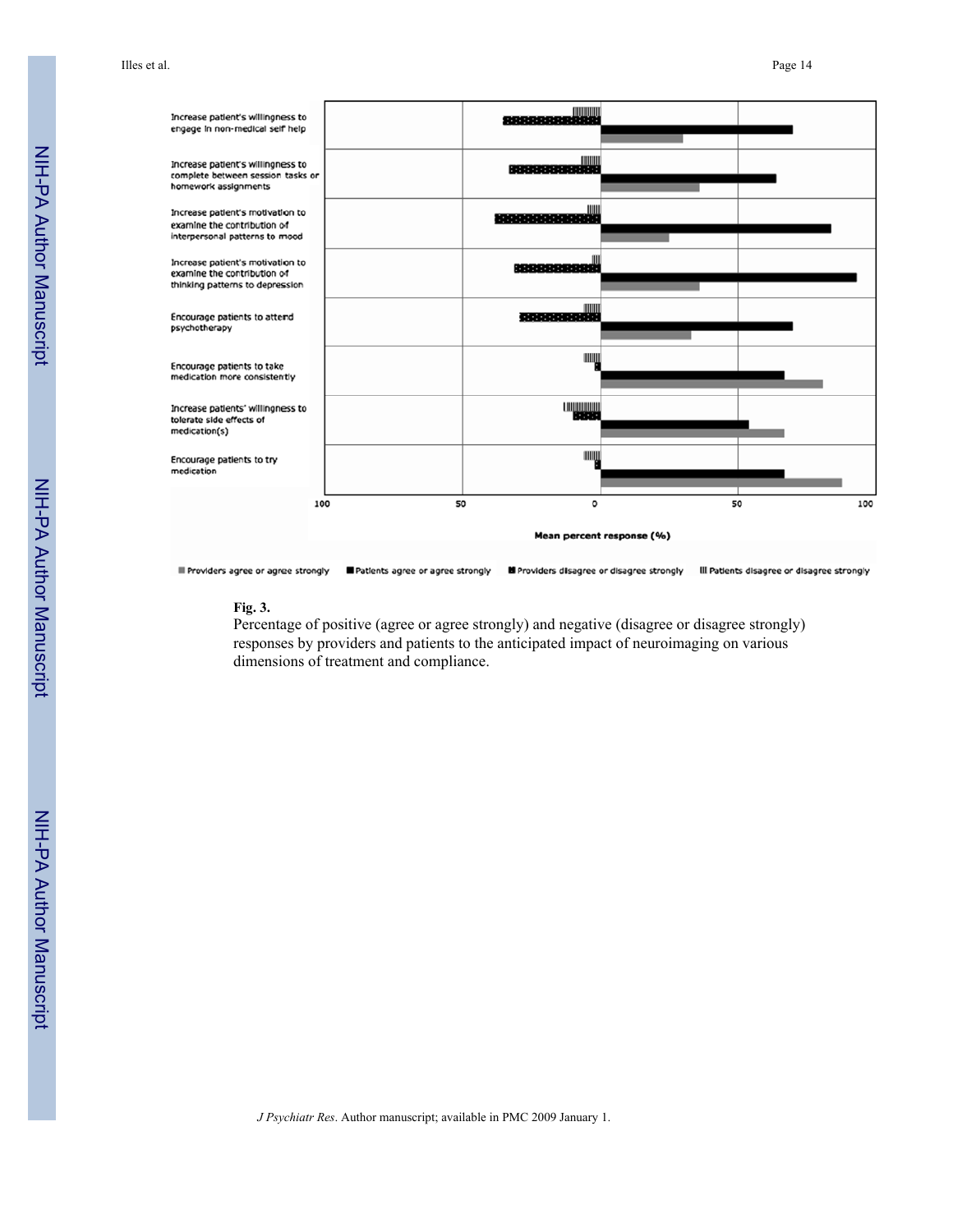**Fig. 3.**

Percentage of positive (agree or agree strongly) and negative (disagree or disagree strongly) responses by providers and patients to the anticipated impact of neuroimaging on various dimensions of treatment and compliance.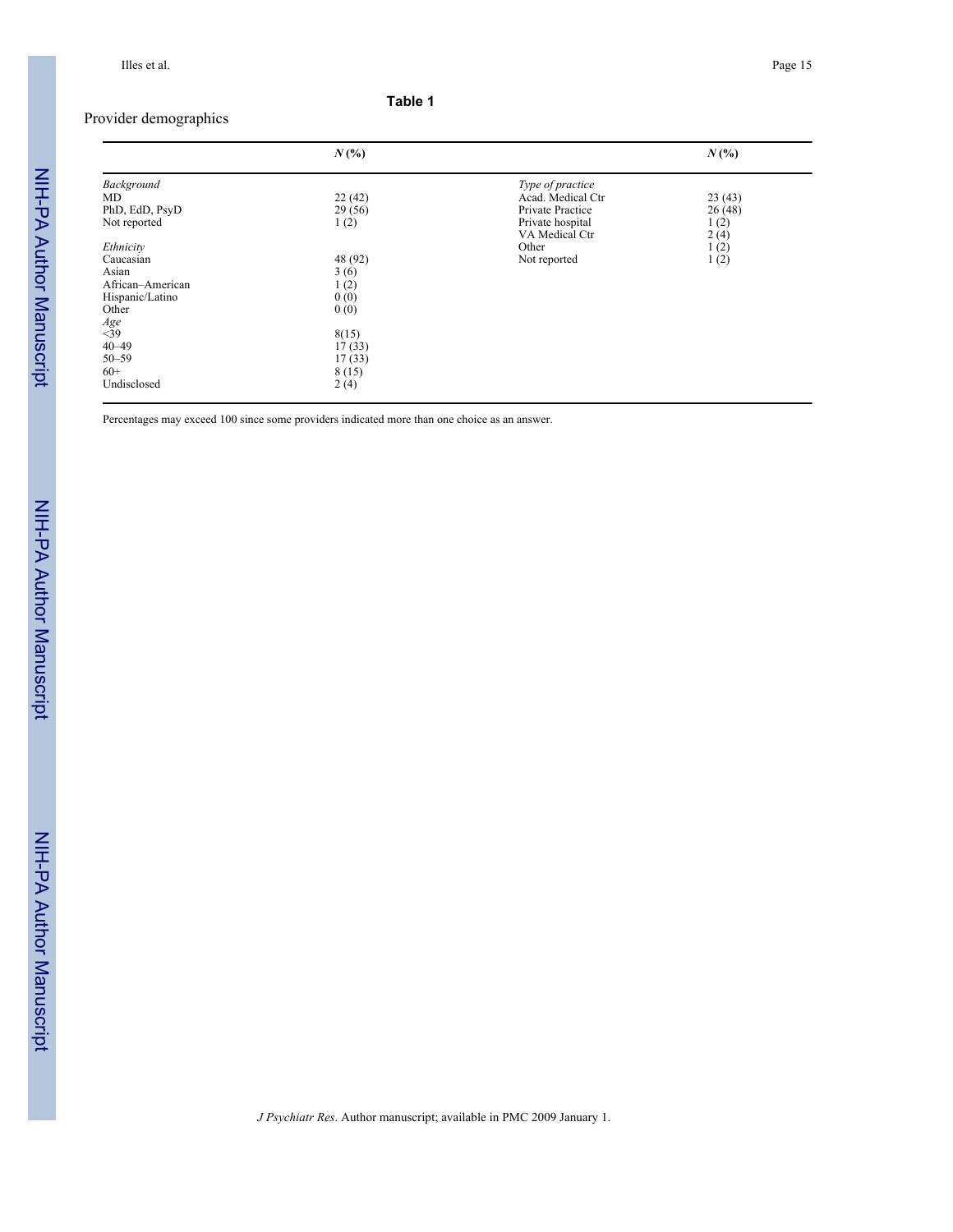**Table 1**

Provider demographics

| | N (%) | | N (%) |
|---|---|---|---|
| *Background* | | *Type of practice* | |
| MD | 22 (42) | Acad. Medical Ctr | 23 (43) |
| PhD, EdD, PsyD | 29 (56) | Private Practice | 26 (48) |
| Not reported | 1 (2) | Private hospital | 1 (2) |
| | | VA Medical Ctr | 2 (4) |
| *Ethnicity* | | Other | 1 (2) |
| Caucasian | 48 (92) | Not reported | 1 (2) |
| Asian | 3 (6) | | |
| African–American | 1 (2) | | |
| Hispanic/Latino | 0 (0) | | |
| Other | 0 (0) | | |
| *Age* | | | |
| <39 | 8(15) | | |
| 40–49 | 17 (33) | | |
| 50–59 | 17 (33) | | |
| 60+ | 8 (15) | | |
| Undisclosed | 2 (4) | | |

Percentages may exceed 100 since some providers indicated more than one choice as an answer.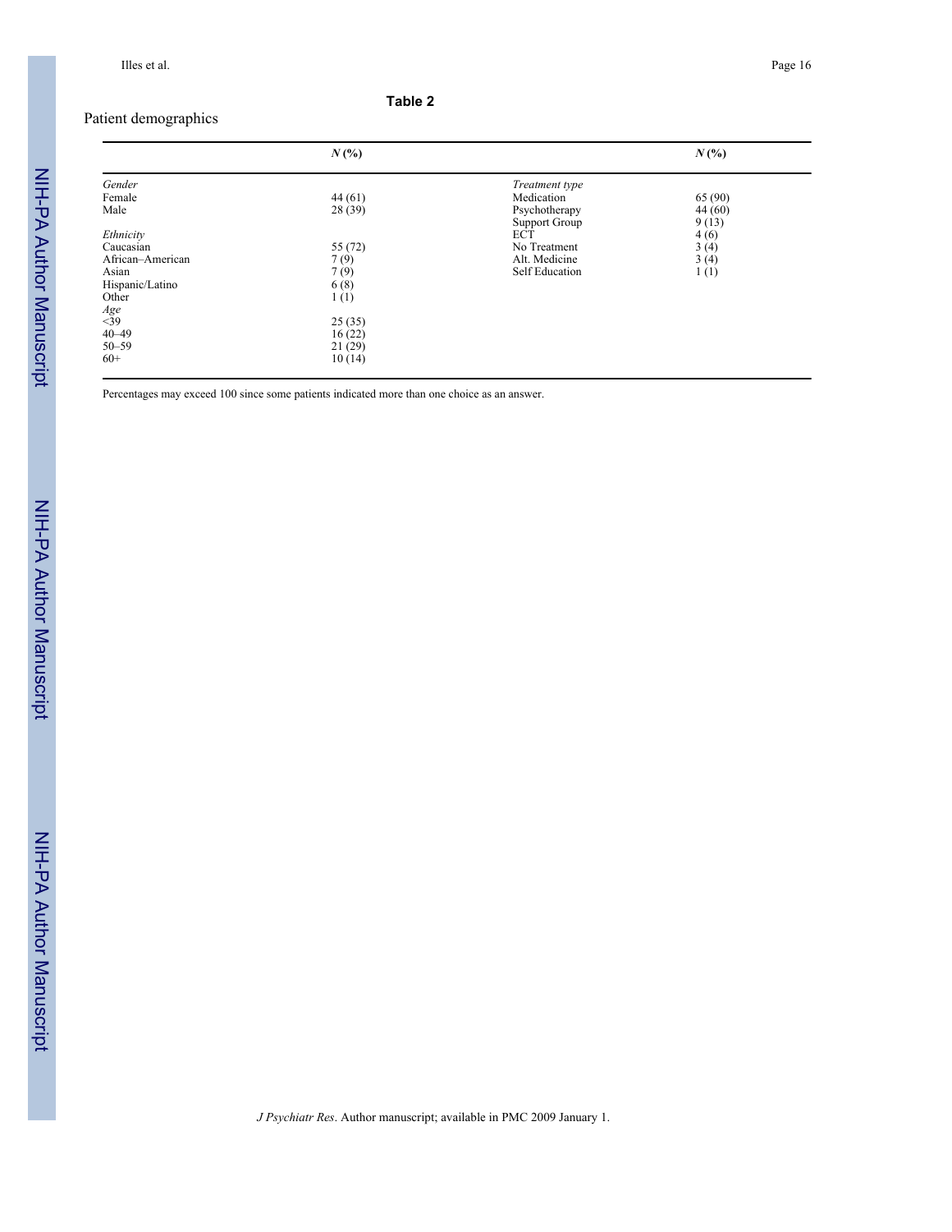**Table 2**

Patient demographics

| | N (%) | | N (%) |
|---|---|---|---|
| *Gender* | | *Treatment type* | |
| Female | 44 (61) | Medication | 65 (90) |
| Male | 28 (39) | Psychotherapy | 44 (60) |
| | | Support Group | 9 (13) |
| *Ethnicity* | | ECT | 4 (6) |
| Caucasian | 55 (72) | No Treatment | 3 (4) |
| African–American | 7 (9) | Alt. Medicine | 3 (4) |
| Asian | 7 (9) | Self Education | 1 (1) |
| Hispanic/Latino | 6 (8) | | |
| Other | 1 (1) | | |
| *Age* | | | |
| <39 | 25 (35) | | |
| 40–49 | 16 (22) | | |
| 50–59 | 21 (29) | | |
| 60+ | 10 (14) | | |

Percentages may exceed 100 since some patients indicated more than one choice as an answer.